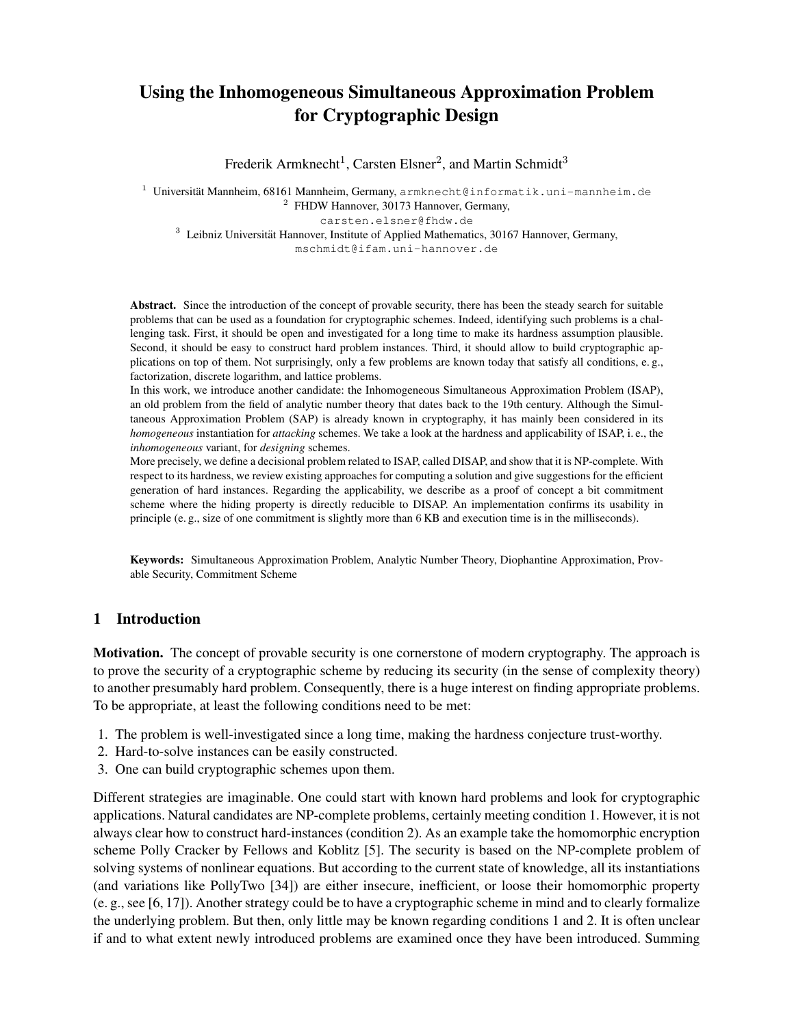# Using the Inhomogeneous Simultaneous Approximation Problem for Cryptographic Design

Frederik Armknecht[1], Carsten Elsner[2], and Martin Schmidt[3]

[1] Universität Mannheim, 68161 Mannheim, Germany, armknecht@informatik.uni-mannheim.de
[2] FHDW Hannover, 30173 Hannover, Germany, carsten.elsner@fhdw.de
[3] Leibniz Universität Hannover, Institute of Applied Mathematics, 30167 Hannover, Germany, mschmidt@ifam.uni-hannover.de

**Abstract.** Since the introduction of the concept of provable security, there has been the steady search for suitable problems that can be used as a foundation for cryptographic schemes. Indeed, identifying such problems is a challenging task. First, it should be open and investigated for a long time to make its hardness assumption plausible. Second, it should be easy to construct hard problem instances. Third, it should allow to build cryptographic applications on top of them. Not surprisingly, only a few problems are known today that satisfy all conditions, e. g., factorization, discrete logarithm, and lattice problems.

In this work, we introduce another candidate: the Inhomogeneous Simultaneous Approximation Problem (ISAP), an old problem from the field of analytic number theory that dates back to the 19th century. Although the Simultaneous Approximation Problem (SAP) is already known in cryptography, it has mainly been considered in its *homogeneous* instantiation for *attacking* schemes. We take a look at the hardness and applicability of ISAP, i. e., the *inhomogeneous* variant, for *designing* schemes.

More precisely, we define a decisional problem related to ISAP, called DISAP, and show that it is NP-complete. With respect to its hardness, we review existing approaches for computing a solution and give suggestions for the efficient generation of hard instances. Regarding the applicability, we describe as a proof of concept a bit commitment scheme where the hiding property is directly reducible to DISAP. An implementation confirms its usability in principle (e. g., size of one commitment is slightly more than 6 KB and execution time is in the milliseconds).

**Keywords:** Simultaneous Approximation Problem, Analytic Number Theory, Diophantine Approximation, Provable Security, Commitment Scheme

## 1 Introduction

**Motivation.** The concept of provable security is one cornerstone of modern cryptography. The approach is to prove the security of a cryptographic scheme by reducing its security (in the sense of complexity theory) to another presumably hard problem. Consequently, there is a huge interest on finding appropriate problems. To be appropriate, at least the following conditions need to be met:

1. The problem is well-investigated since a long time, making the hardness conjecture trust-worthy.
2. Hard-to-solve instances can be easily constructed.
3. One can build cryptographic schemes upon them.

Different strategies are imaginable. One could start with known hard problems and look for cryptographic applications. Natural candidates are NP-complete problems, certainly meeting condition 1. However, it is not always clear how to construct hard-instances (condition 2). As an example take the homomorphic encryption scheme Polly Cracker by Fellows and Koblitz [5]. The security is based on the NP-complete problem of solving systems of nonlinear equations. But according to the current state of knowledge, all its instantiations (and variations like PollyTwo [34]) are either insecure, inefficient, or loose their homomorphic property (e. g., see [6, 17]). Another strategy could be to have a cryptographic scheme in mind and to clearly formalize the underlying problem. But then, only little may be known regarding conditions 1 and 2. It is often unclear if and to what extent newly introduced problems are examined once they have been introduced. Summing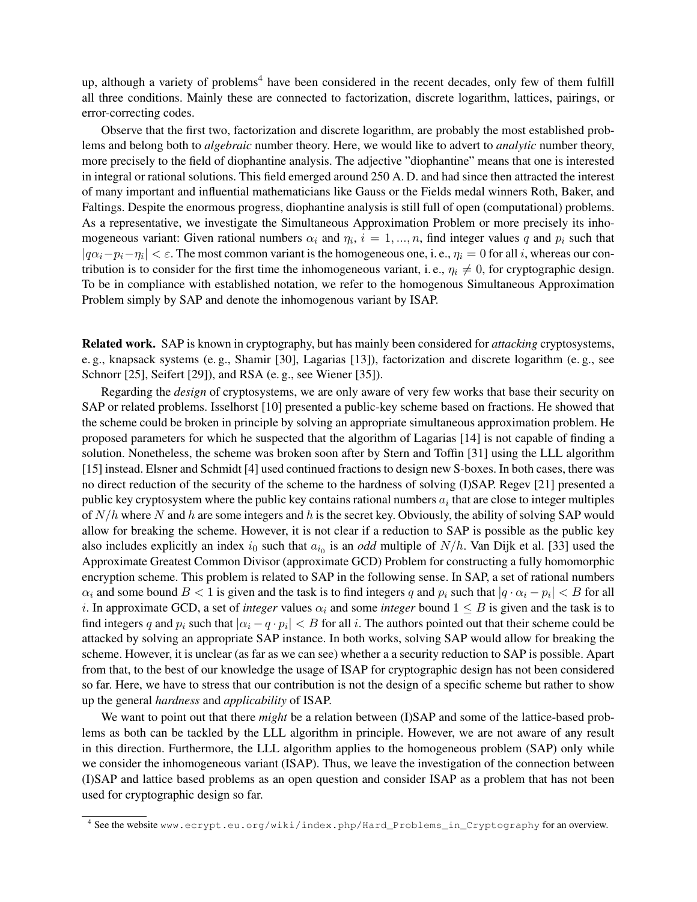up, although a variety of problems[4] have been considered in the recent decades, only few of them fulfill all three conditions. Mainly these are connected to factorization, discrete logarithm, lattices, pairings, or error-correcting codes.

Observe that the first two, factorization and discrete logarithm, are probably the most established problems and belong both to *algebraic* number theory. Here, we would like to advert to *analytic* number theory, more precisely to the field of diophantine analysis. The adjective "diophantine" means that one is interested in integral or rational solutions. This field emerged around 250 A. D. and had since then attracted the interest of many important and influential mathematicians like Gauss or the Fields medal winners Roth, Baker, and Faltings. Despite the enormous progress, diophantine analysis is still full of open (computational) problems. As a representative, we investigate the Simultaneous Approximation Problem or more precisely its inhomogeneous variant: Given rational numbers $\alpha_i$ and $\eta_i$, $i = 1, ..., n$, find integer values $q$ and $p_i$ such that $|q\alpha_i - p_i - \eta_i| < \varepsilon$. The most common variant is the homogeneous one, i. e., $\eta_i = 0$ for all $i$, whereas our contribution is to consider for the first time the inhomogeneous variant, i. e., $\eta_i \neq 0$, for cryptographic design. To be in compliance with established notation, we refer to the homogenous Simultaneous Approximation Problem simply by SAP and denote the inhomogenous variant by ISAP.

**Related work.** SAP is known in cryptography, but has mainly been considered for *attacking* cryptosystems, e. g., knapsack systems (e. g., Shamir [30], Lagarias [13]), factorization and discrete logarithm (e. g., see Schnorr [25], Seifert [29]), and RSA (e. g., see Wiener [35]).

Regarding the *design* of cryptosystems, we are only aware of very few works that base their security on SAP or related problems. Isselhorst [10] presented a public-key scheme based on fractions. He showed that the scheme could be broken in principle by solving an appropriate simultaneous approximation problem. He proposed parameters for which he suspected that the algorithm of Lagarias [14] is not capable of finding a solution. Nonetheless, the scheme was broken soon after by Stern and Toffin [31] using the LLL algorithm [15] instead. Elsner and Schmidt [4] used continued fractions to design new S-boxes. In both cases, there was no direct reduction of the security of the scheme to the hardness of solving (I)SAP. Regev [21] presented a public key cryptosystem where the public key contains rational numbers $a_i$ that are close to integer multiples of $N/h$ where $N$ and $h$ are some integers and $h$ is the secret key. Obviously, the ability of solving SAP would allow for breaking the scheme. However, it is not clear if a reduction to SAP is possible as the public key also includes explicitly an index $i_0$ such that $a_{i_0}$ is an *odd* multiple of $N/h$. Van Dijk et al. [33] used the Approximate Greatest Common Divisor (approximate GCD) Problem for constructing a fully homomorphic encryption scheme. This problem is related to SAP in the following sense. In SAP, a set of rational numbers $\alpha_i$ and some bound $B < 1$ is given and the task is to find integers $q$ and $p_i$ such that $|q \cdot \alpha_i - p_i| < B$ for all $i$. In approximate GCD, a set of *integer* values $\alpha_i$ and some *integer* bound $1 \leq B$ is given and the task is to find integers $q$ and $p_i$ such that $|\alpha_i - q \cdot p_i| < B$ for all $i$. The authors pointed out that their scheme could be attacked by solving an appropriate SAP instance. In both works, solving SAP would allow for breaking the scheme. However, it is unclear (as far as we can see) whether a a security reduction to SAP is possible. Apart from that, to the best of our knowledge the usage of ISAP for cryptographic design has not been considered so far. Here, we have to stress that our contribution is not the design of a specific scheme but rather to show up the general *hardness* and *applicability* of ISAP.

We want to point out that there *might* be a relation between (I)SAP and some of the lattice-based problems as both can be tackled by the LLL algorithm in principle. However, we are not aware of any result in this direction. Furthermore, the LLL algorithm applies to the homogeneous problem (SAP) only while we consider the inhomogeneous variant (ISAP). Thus, we leave the investigation of the connection between (I)SAP and lattice based problems as an open question and consider ISAP as a problem that has not been used for cryptographic design so far.

[4] See the website www.ecrypt.eu.org/wiki/index.php/Hard_Problems_in_Cryptography for an overview.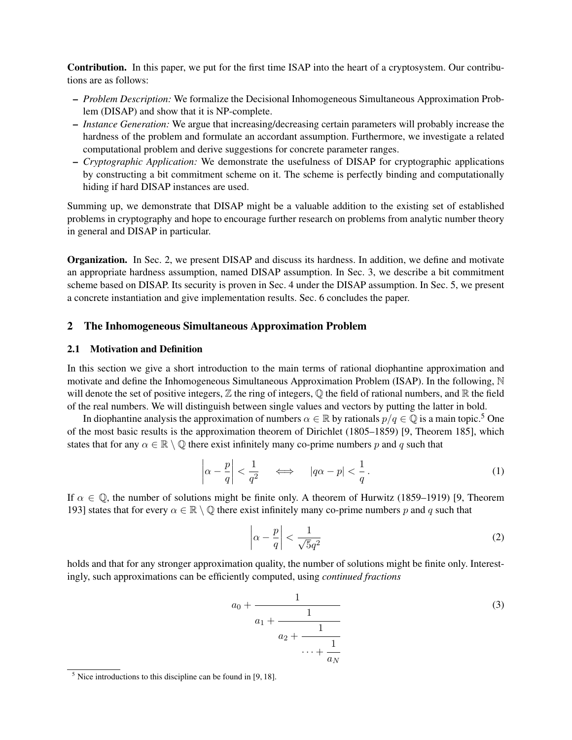**Contribution.** In this paper, we put for the first time ISAP into the heart of a cryptosystem. Our contributions are as follows:

– *Problem Description:* We formalize the Decisional Inhomogeneous Simultaneous Approximation Problem (DISAP) and show that it is NP-complete.
– *Instance Generation:* We argue that increasing/decreasing certain parameters will probably increase the hardness of the problem and formulate an accordant assumption. Furthermore, we investigate a related computational problem and derive suggestions for concrete parameter ranges.
– *Cryptographic Application:* We demonstrate the usefulness of DISAP for cryptographic applications by constructing a bit commitment scheme on it. The scheme is perfectly binding and computationally hiding if hard DISAP instances are used.

Summing up, we demonstrate that DISAP might be a valuable addition to the existing set of established problems in cryptography and hope to encourage further research on problems from analytic number theory in general and DISAP in particular.

**Organization.** In Sec. 2, we present DISAP and discuss its hardness. In addition, we define and motivate an appropriate hardness assumption, named DISAP assumption. In Sec. 3, we describe a bit commitment scheme based on DISAP. Its security is proven in Sec. 4 under the DISAP assumption. In Sec. 5, we present a concrete instantiation and give implementation results. Sec. 6 concludes the paper.

## 2 The Inhomogeneous Simultaneous Approximation Problem

### 2.1 Motivation and Definition

In this section we give a short introduction to the main terms of rational diophantine approximation and motivate and define the Inhomogeneous Simultaneous Approximation Problem (ISAP). In the following, $\mathbb{N}$ will denote the set of positive integers, $\mathbb{Z}$ the ring of integers, $\mathbb{Q}$ the field of rational numbers, and $\mathbb{R}$ the field of the real numbers. We will distinguish between single values and vectors by putting the latter in bold.

In diophantine analysis the approximation of numbers $\alpha \in \mathbb{R}$ by rationals $p/q \in \mathbb{Q}$ is a main topic.[5] One of the most basic results is the approximation theorem of Dirichlet (1805–1859) [9, Theorem 185], which states that for any $\alpha \in \mathbb{R} \setminus \mathbb{Q}$ there exist infinitely many co-prime numbers $p$ and $q$ such that

$$\left|\alpha - \frac{p}{q}\right| < \frac{1}{q^2} \quad \iff \quad |q\alpha - p| < \frac{1}{q}\,. \tag{1}$$

If $\alpha \in \mathbb{Q}$, the number of solutions might be finite only. A theorem of Hurwitz (1859–1919) [9, Theorem 193] states that for every $\alpha \in \mathbb{R} \setminus \mathbb{Q}$ there exist infinitely many co-prime numbers $p$ and $q$ such that

$$\left|\alpha - \frac{p}{q}\right| < \frac{1}{\sqrt{5}q^2} \tag{2}$$

holds and that for any stronger approximation quality, the number of solutions might be finite only. Interestingly, such approximations can be efficiently computed, using *continued fractions*

$$a_0 + \cfrac{1}{a_1 + \cfrac{1}{a_2 + \cfrac{1}{\cdots + \cfrac{1}{a_N}}}} \tag{3}$$

[5] Nice introductions to this discipline can be found in [9, 18].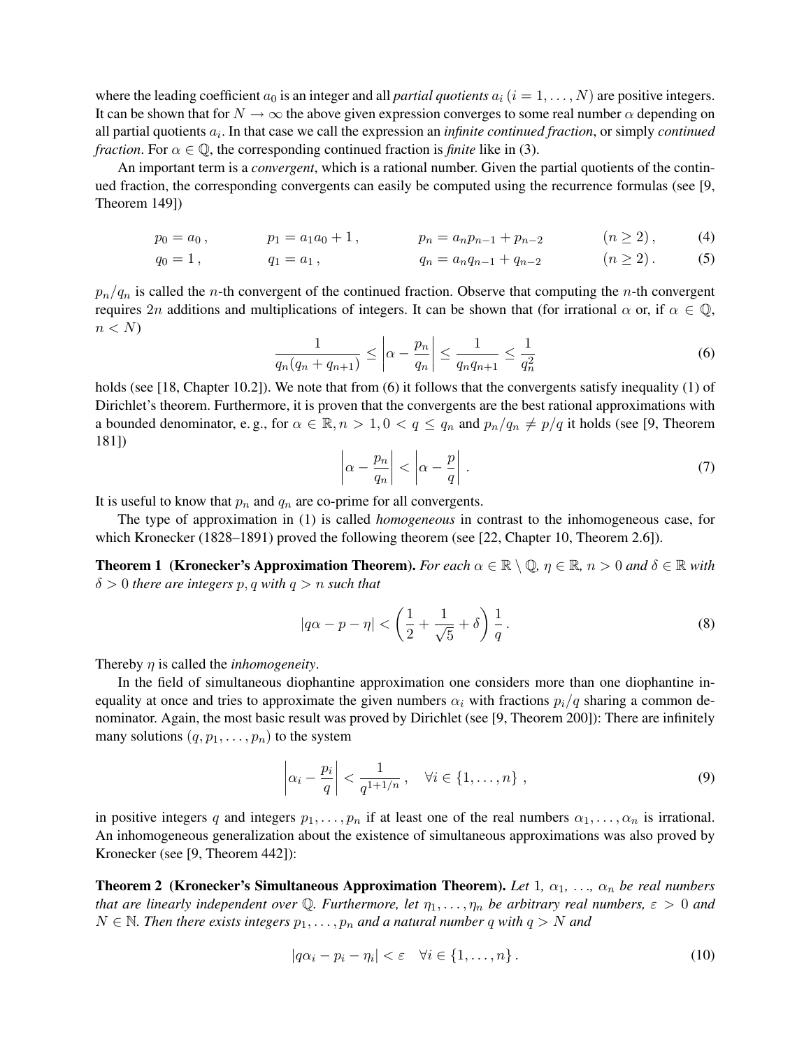where the leading coefficient $a_0$ is an integer and all *partial quotients* $a_i$ ($i = 1, \ldots, N$) are positive integers. It can be shown that for $N \to \infty$ the above given expression converges to some real number $\alpha$ depending on all partial quotients $a_i$. In that case we call the expression an *infinite continued fraction*, or simply *continued fraction*. For $\alpha \in \mathbb{Q}$, the corresponding continued fraction is *finite* like in (3).

An important term is a *convergent*, which is a rational number. Given the partial quotients of the continued fraction, the corresponding convergents can easily be computed using the recurrence formulas (see [9, Theorem 149])

$$p_0 = a_0\,, \qquad p_1 = a_1 a_0 + 1\,, \qquad p_n = a_n p_{n-1} + p_{n-2} \qquad (n \geq 2)\,, \tag{4}$$

$$q_0 = 1\,, \qquad q_1 = a_1\,, \qquad q_n = a_n q_{n-1} + q_{n-2} \qquad (n \geq 2)\,. \tag{5}$$

$p_n/q_n$ is called the $n$-th convergent of the continued fraction. Observe that computing the $n$-th convergent requires $2n$ additions and multiplications of integers. It can be shown that (for irrational $\alpha$ or, if $\alpha \in \mathbb{Q}$, $n < N$)

$$\frac{1}{q_n(q_n + q_{n+1})} \leq \left|\alpha - \frac{p_n}{q_n}\right| \leq \frac{1}{q_n q_{n+1}} \leq \frac{1}{q_n^2} \tag{6}$$

holds (see [18, Chapter 10.2]). We note that from (6) it follows that the convergents satisfy inequality (1) of Dirichlet's theorem. Furthermore, it is proven that the convergents are the best rational approximations with a bounded denominator, e. g., for $\alpha \in \mathbb{R}, n > 1, 0 < q \leq q_n$ and $p_n/q_n \neq p/q$ it holds (see [9, Theorem 181])

$$\left|\alpha - \frac{p_n}{q_n}\right| < \left|\alpha - \frac{p}{q}\right|\,. \tag{7}$$

It is useful to know that $p_n$ and $q_n$ are co-prime for all convergents.

The type of approximation in (1) is called *homogeneous* in contrast to the inhomogeneous case, for which Kronecker (1828–1891) proved the following theorem (see [22, Chapter 10, Theorem 2.6]).

**Theorem 1 (Kronecker's Approximation Theorem).** *For each $\alpha \in \mathbb{R} \setminus \mathbb{Q}$, $\eta \in \mathbb{R}$, $n > 0$ and $\delta \in \mathbb{R}$ with $\delta > 0$ there are integers $p, q$ with $q > n$ such that*

$$|q\alpha - p - \eta| < \left(\frac{1}{2} + \frac{1}{\sqrt{5}} + \delta\right)\frac{1}{q}\,. \tag{8}$$

Thereby $\eta$ is called the *inhomogeneity*.

In the field of simultaneous diophantine approximation one considers more than one diophantine inequality at once and tries to approximate the given numbers $\alpha_i$ with fractions $p_i/q$ sharing a common denominator. Again, the most basic result was proved by Dirichlet (see [9, Theorem 200]): There are infinitely many solutions $(q, p_1, \ldots, p_n)$ to the system

$$\left|\alpha_i - \frac{p_i}{q}\right| < \frac{1}{q^{1+1/n}}\,, \quad \forall i \in \{1, \ldots, n\}\,, \tag{9}$$

in positive integers $q$ and integers $p_1, \ldots, p_n$ if at least one of the real numbers $\alpha_1, \ldots, \alpha_n$ is irrational. An inhomogeneous generalization about the existence of simultaneous approximations was also proved by Kronecker (see [9, Theorem 442]):

**Theorem 2 (Kronecker's Simultaneous Approximation Theorem).** *Let $1$, $\alpha_1$, ..., $\alpha_n$ be real numbers that are linearly independent over $\mathbb{Q}$. Furthermore, let $\eta_1, \ldots, \eta_n$ be arbitrary real numbers, $\varepsilon > 0$ and $N \in \mathbb{N}$. Then there exists integers $p_1, \ldots, p_n$ and a natural number $q$ with $q > N$ and*

$$|q\alpha_i - p_i - \eta_i| < \varepsilon \quad \forall i \in \{1, \ldots, n\}\,. \tag{10}$$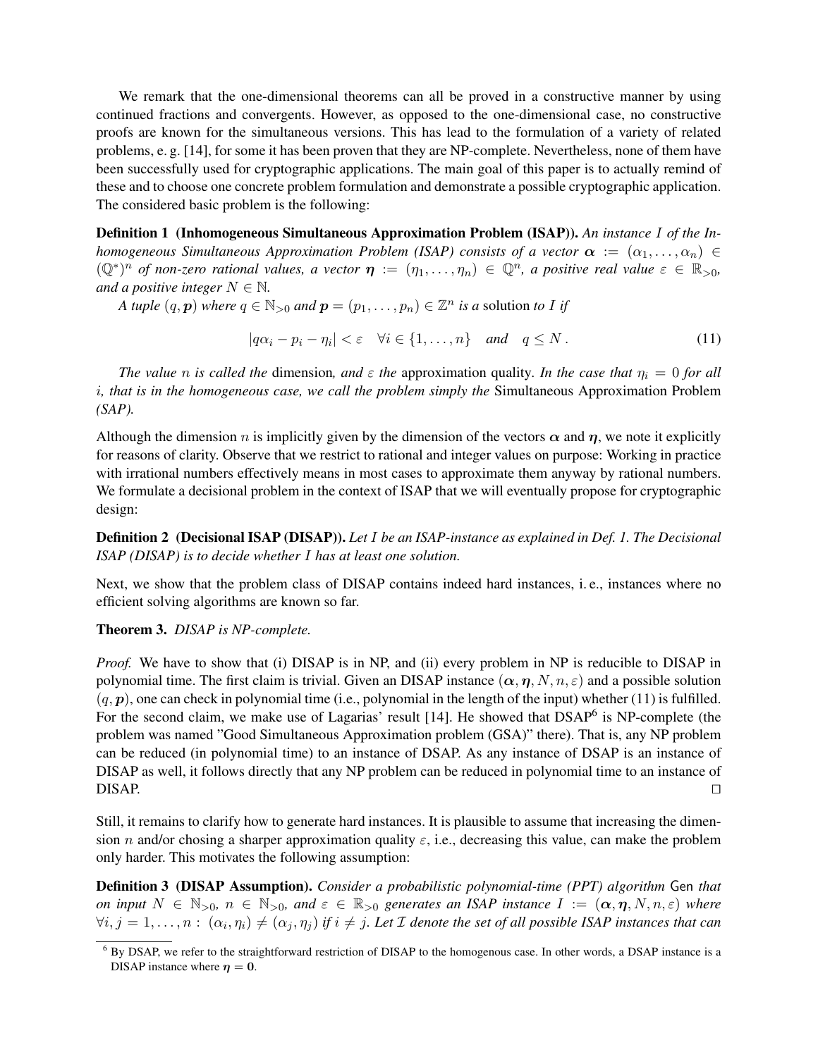We remark that the one-dimensional theorems can all be proved in a constructive manner by using continued fractions and convergents. However, as opposed to the one-dimensional case, no constructive proofs are known for the simultaneous versions. This has lead to the formulation of a variety of related problems, e. g. [14], for some it has been proven that they are NP-complete. Nevertheless, none of them have been successfully used for cryptographic applications. The main goal of this paper is to actually remind of these and to choose one concrete problem formulation and demonstrate a possible cryptographic application. The considered basic problem is the following:

**Definition 1 (Inhomogeneous Simultaneous Approximation Problem (ISAP)).** *An instance $I$ of the Inhomogeneous Simultaneous Approximation Problem (ISAP) consists of a vector $\boldsymbol{\alpha} := (\alpha_1, \ldots, \alpha_n) \in (\mathbb{Q}^*)^n$ of non-zero rational values, a vector $\boldsymbol{\eta} := (\eta_1, \ldots, \eta_n) \in \mathbb{Q}^n$, a positive real value $\varepsilon \in \mathbb{R}_{>0}$, and a positive integer $N \in \mathbb{N}$.*

*A tuple $(q, \boldsymbol{p})$ where $q \in \mathbb{N}_{>0}$ and $\boldsymbol{p} = (p_1, \ldots, p_n) \in \mathbb{Z}^n$ is a* solution *to $I$ if*

$$|q\alpha_i - p_i - \eta_i| < \varepsilon \quad \forall i \in \{1, \ldots, n\} \quad \text{and} \quad q \leq N\,. \tag{11}$$

*The value $n$ is called the* dimension*, and $\varepsilon$ the* approximation quality*. In the case that $\eta_i = 0$ for all $i$, that is in the homogeneous case, we call the problem simply the* Simultaneous Approximation Problem *(SAP).*

Although the dimension $n$ is implicitly given by the dimension of the vectors $\boldsymbol{\alpha}$ and $\boldsymbol{\eta}$, we note it explicitly for reasons of clarity. Observe that we restrict to rational and integer values on purpose: Working in practice with irrational numbers effectively means in most cases to approximate them anyway by rational numbers. We formulate a decisional problem in the context of ISAP that we will eventually propose for cryptographic design:

**Definition 2 (Decisional ISAP (DISAP)).** *Let $I$ be an ISAP-instance as explained in Def. 1. The Decisional ISAP (DISAP) is to decide whether $I$ has at least one solution.*

Next, we show that the problem class of DISAP contains indeed hard instances, i. e., instances where no efficient solving algorithms are known so far.

**Theorem 3.** *DISAP is NP-complete.*

*Proof.* We have to show that (i) DISAP is in NP, and (ii) every problem in NP is reducible to DISAP in polynomial time. The first claim is trivial. Given an DISAP instance $(\boldsymbol{\alpha}, \boldsymbol{\eta}, N, n, \varepsilon)$ and a possible solution $(q, \boldsymbol{p})$, one can check in polynomial time (i.e., polynomial in the length of the input) whether (11) is fulfilled. For the second claim, we make use of Lagarias' result [14]. He showed that DSAP[6] is NP-complete (the problem was named "Good Simultaneous Approximation problem (GSA)" there). That is, any NP problem can be reduced (in polynomial time) to an instance of DSAP. As any instance of DSAP is an instance of DISAP as well, it follows directly that any NP problem can be reduced in polynomial time to an instance of DISAP. □

Still, it remains to clarify how to generate hard instances. It is plausible to assume that increasing the dimension $n$ and/or chosing a sharper approximation quality $\varepsilon$, i.e., decreasing this value, can make the problem only harder. This motivates the following assumption:

**Definition 3 (DISAP Assumption).** *Consider a probabilistic polynomial-time (PPT) algorithm* Gen *that on input $N \in \mathbb{N}_{>0}$, $n \in \mathbb{N}_{>0}$, and $\varepsilon \in \mathbb{R}_{>0}$ generates an ISAP instance $I := (\boldsymbol{\alpha}, \boldsymbol{\eta}, N, n, \varepsilon)$ where $\forall i, j = 1, \ldots, n : (\alpha_i, \eta_i) \neq (\alpha_j, \eta_j)$ if $i \neq j$. Let $\mathcal{I}$ denote the set of all possible ISAP instances that can*

[6] By DSAP, we refer to the straightforward restriction of DISAP to the homogenous case. In other words, a DSAP instance is a DISAP instance where $\boldsymbol{\eta} = \mathbf{0}$.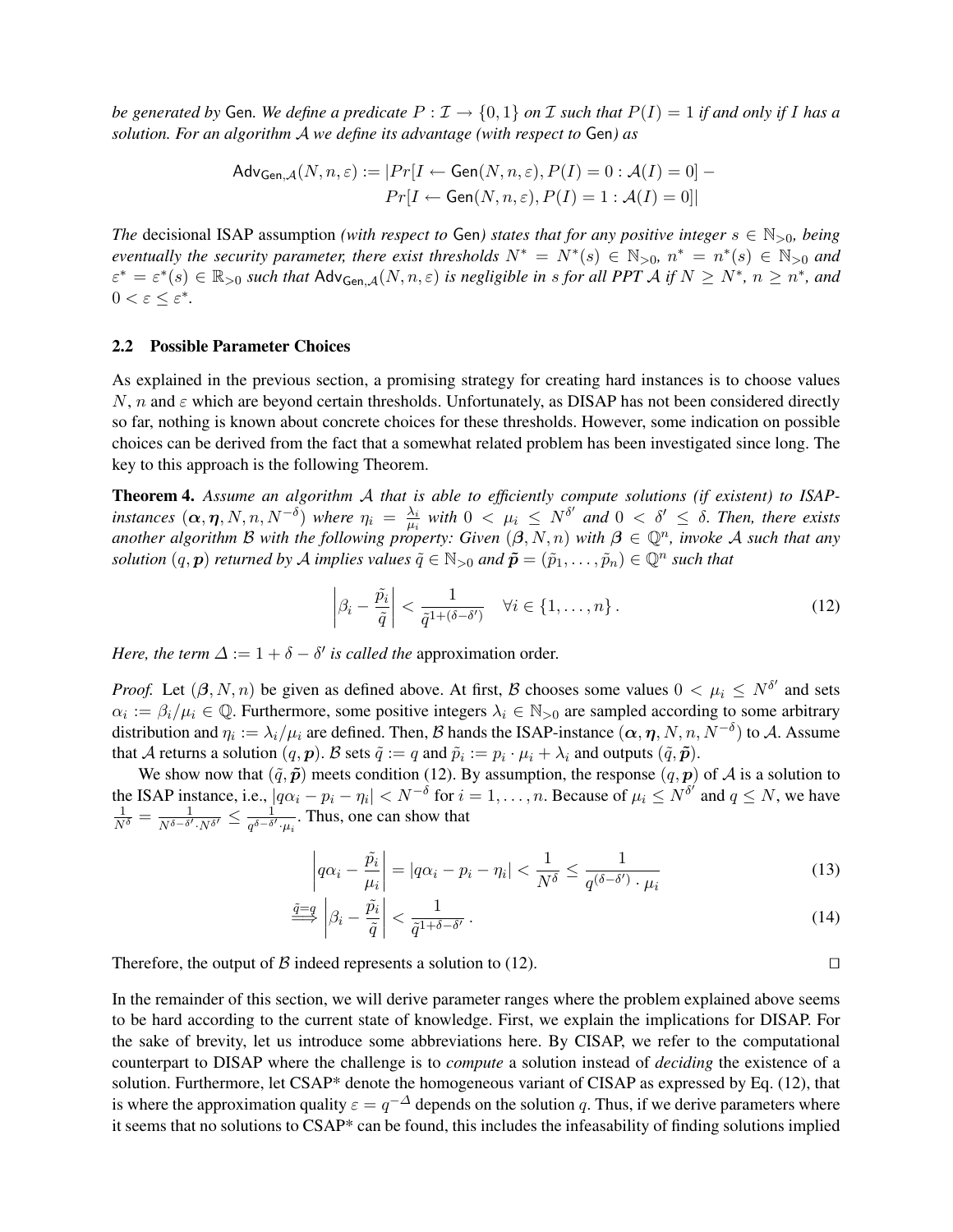*be generated by* Gen. *We define a predicate* $P : \mathcal{I} \to \{0, 1\}$ *on* $\mathcal{I}$ *such that* $P(I) = 1$ *if and only if* $I$ *has a solution. For an algorithm* $\mathcal{A}$ *we define its advantage (with respect to* Gen*) as*

$$\mathsf{Adv}_{\mathsf{Gen},\mathcal{A}}(N, n, \varepsilon) := |Pr[I \leftarrow \mathsf{Gen}(N, n, \varepsilon), P(I) = 0 : \mathcal{A}(I) = 0] - Pr[I \leftarrow \mathsf{Gen}(N, n, \varepsilon), P(I) = 1 : \mathcal{A}(I) = 0]|$$

*The* decisional ISAP assumption *(with respect to* Gen*) states that for any positive integer* $s \in \mathbb{N}_{>0}$*, being eventually the security parameter, there exist thresholds* $N^* = N^*(s) \in \mathbb{N}_{>0}$*,* $n^* = n^*(s) \in \mathbb{N}_{>0}$ *and* $\varepsilon^* = \varepsilon^*(s) \in \mathbb{R}_{>0}$ *such that* $\mathsf{Adv}_{\mathsf{Gen},\mathcal{A}}(N, n, \varepsilon)$ *is negligible in* $s$ *for all PPT* $\mathcal{A}$ *if* $N \geq N^*$*,* $n \geq n^*$*, and* $0 < \varepsilon \leq \varepsilon^*$*.*

## 2.2 Possible Parameter Choices

As explained in the previous section, a promising strategy for creating hard instances is to choose values $N$, $n$ and $\varepsilon$ which are beyond certain thresholds. Unfortunately, as DISAP has not been considered directly so far, nothing is known about concrete choices for these thresholds. However, some indication on possible choices can be derived from the fact that a somewhat related problem has been investigated since long. The key to this approach is the following Theorem.

**Theorem 4.** *Assume an algorithm* $\mathcal{A}$ *that is able to efficiently compute solutions (if existent) to ISAP-instances* $(\boldsymbol{\alpha}, \boldsymbol{\eta}, N, n, N^{-\delta})$ *where* $\eta_i = \frac{\lambda_i}{\mu_i}$ *with* $0 < \mu_i \leq N^{\delta'}$ *and* $0 < \delta' \leq \delta$*. Then, there exists another algorithm* $\mathcal{B}$ *with the following property: Given* $(\boldsymbol{\beta}, N, n)$ *with* $\boldsymbol{\beta} \in \mathbb{Q}^n$*, invoke* $\mathcal{A}$ *such that any solution* $(q, \boldsymbol{p})$ *returned by* $\mathcal{A}$ *implies values* $\tilde{q} \in \mathbb{N}_{>0}$ *and* $\tilde{\boldsymbol{p}} = (\tilde{p}_1, \ldots, \tilde{p}_n) \in \mathbb{Q}^n$ *such that*

$$\left| \beta_i - \frac{\tilde{p}_i}{\tilde{q}} \right| < \frac{1}{\tilde{q}^{1+(\delta-\delta')}} \quad \forall i \in \{1, \ldots, n\}. \tag{12}$$

*Here, the term* $\Delta := 1 + \delta - \delta'$ *is called the* approximation order*.*

*Proof.* Let $(\boldsymbol{\beta}, N, n)$ be given as defined above. At first, $\mathcal{B}$ chooses some values $0 < \mu_i \leq N^{\delta'}$ and sets $\alpha_i := \beta_i / \mu_i \in \mathbb{Q}$. Furthermore, some positive integers $\lambda_i \in \mathbb{N}_{>0}$ are sampled according to some arbitrary distribution and $\eta_i := \lambda_i / \mu_i$ are defined. Then, $\mathcal{B}$ hands the ISAP-instance $(\boldsymbol{\alpha}, \boldsymbol{\eta}, N, n, N^{-\delta})$ to $\mathcal{A}$. Assume that $\mathcal{A}$ returns a solution $(q, \boldsymbol{p})$. $\mathcal{B}$ sets $\tilde{q} := q$ and $\tilde{p}_i := p_i \cdot \mu_i + \lambda_i$ and outputs $(\tilde{q}, \tilde{\boldsymbol{p}})$.

We show now that $(\tilde{q}, \tilde{\boldsymbol{p}})$ meets condition (12). By assumption, the response $(q, \boldsymbol{p})$ of $\mathcal{A}$ is a solution to the ISAP instance, i.e., $|q\alpha_i - p_i - \eta_i| < N^{-\delta}$ for $i = 1, \ldots, n$. Because of $\mu_i \leq N^{\delta'}$ and $q \leq N$, we have $\frac{1}{N^\delta} = \frac{1}{N^{\delta-\delta'} \cdot N^{\delta'}} \leq \frac{1}{q^{\delta-\delta'} \cdot \mu_i}$. Thus, one can show that

$$\left| q\alpha_i - \frac{\tilde{p}_i}{\mu_i} \right| = |q\alpha_i - p_i - \eta_i| < \frac{1}{N^\delta} \leq \frac{1}{q^{(\delta-\delta')} \cdot \mu_i} \tag{13}$$

$$\overset{\tilde{q}=q}{\Longrightarrow} \left| \beta_i - \frac{\tilde{p}_i}{\tilde{q}} \right| < \frac{1}{\tilde{q}^{1+\delta-\delta'}}. \tag{14}$$

Therefore, the output of $\mathcal{B}$ indeed represents a solution to (12). $\square$

In the remainder of this section, we will derive parameter ranges where the problem explained above seems to be hard according to the current state of knowledge. First, we explain the implications for DISAP. For the sake of brevity, let us introduce some abbreviations here. By CISAP, we refer to the computational counterpart to DISAP where the challenge is to *compute* a solution instead of *deciding* the existence of a solution. Furthermore, let CSAP* denote the homogeneous variant of CISAP as expressed by Eq. (12), that is where the approximation quality $\varepsilon = q^{-\Delta}$ depends on the solution $q$. Thus, if we derive parameters where it seems that no solutions to CSAP* can be found, this includes the infeasability of finding solutions implied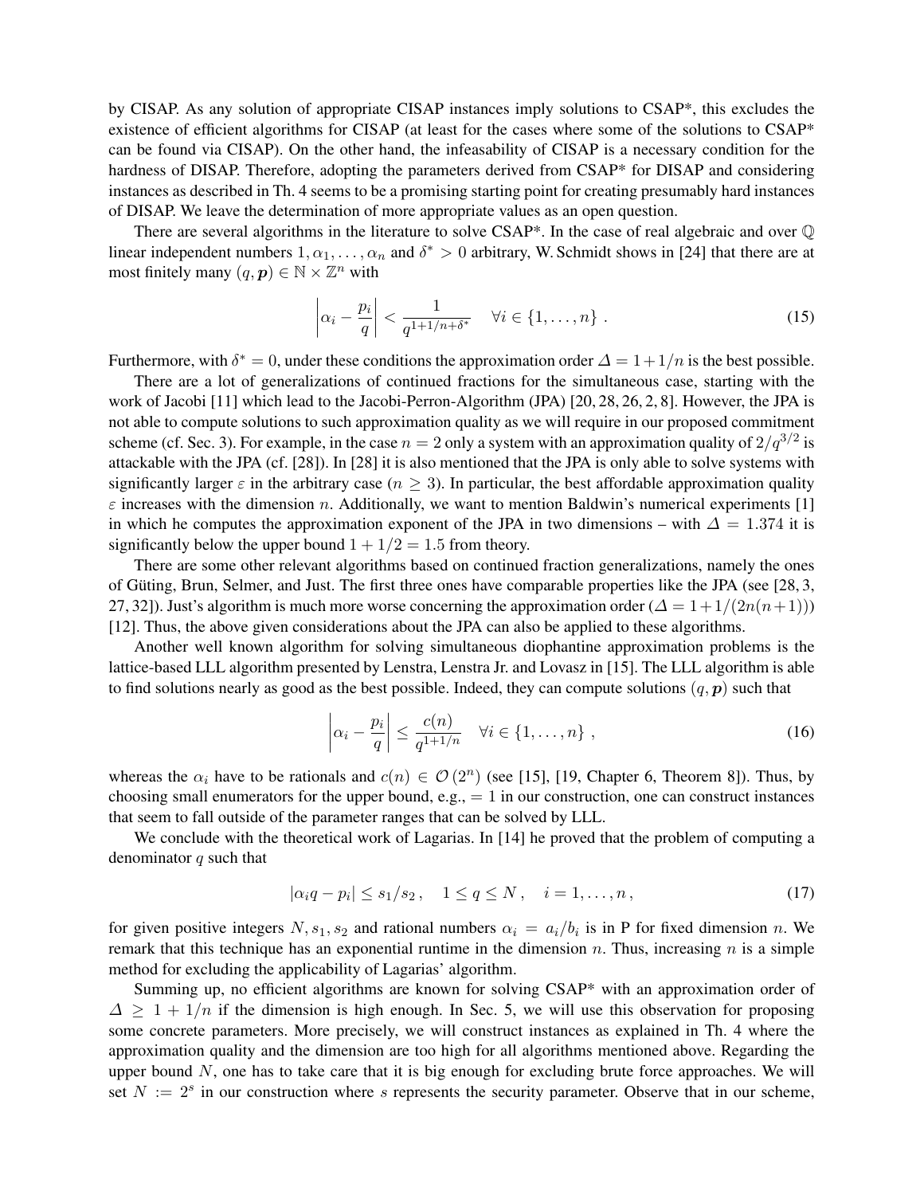by CISAP. As any solution of appropriate CISAP instances imply solutions to CSAP*, this excludes the existence of efficient algorithms for CISAP (at least for the cases where some of the solutions to CSAP* can be found via CISAP). On the other hand, the infeasability of CISAP is a necessary condition for the hardness of DISAP. Therefore, adopting the parameters derived from CSAP* for DISAP and considering instances as described in Th. 4 seems to be a promising starting point for creating presumably hard instances of DISAP. We leave the determination of more appropriate values as an open question.

There are several algorithms in the literature to solve CSAP*. In the case of real algebraic and over $\mathbb{Q}$ linear independent numbers $1, \alpha_1, \ldots, \alpha_n$ and $\delta^* > 0$ arbitrary, W. Schmidt shows in [24] that there are at most finitely many $(q, \boldsymbol{p}) \in \mathbb{N} \times \mathbb{Z}^n$ with

$$\left| \alpha_i - \frac{p_i}{q} \right| < \frac{1}{q^{1+1/n+\delta^*}} \quad \forall i \in \{1, \ldots, n\} . \tag{15}$$

Furthermore, with $\delta^* = 0$, under these conditions the approximation order $\Delta = 1 + 1/n$ is the best possible.

There are a lot of generalizations of continued fractions for the simultaneous case, starting with the work of Jacobi [11] which lead to the Jacobi-Perron-Algorithm (JPA) [20, 28, 26, 2, 8]. However, the JPA is not able to compute solutions to such approximation quality as we will require in our proposed commitment scheme (cf. Sec. 3). For example, in the case $n = 2$ only a system with an approximation quality of $2/q^{3/2}$ is attackable with the JPA (cf. [28]). In [28] it is also mentioned that the JPA is only able to solve systems with significantly larger $\varepsilon$ in the arbitrary case ($n \geq 3$). In particular, the best affordable approximation quality $\varepsilon$ increases with the dimension $n$. Additionally, we want to mention Baldwin's numerical experiments [1] in which he computes the approximation exponent of the JPA in two dimensions – with $\Delta = 1.374$ it is significantly below the upper bound $1 + 1/2 = 1.5$ from theory.

There are some other relevant algorithms based on continued fraction generalizations, namely the ones of Güting, Brun, Selmer, and Just. The first three ones have comparable properties like the JPA (see [28, 3, 27, 32]). Just's algorithm is much more worse concerning the approximation order ($\Delta = 1 + 1/(2n(n+1))$) [12]. Thus, the above given considerations about the JPA can also be applied to these algorithms.

Another well known algorithm for solving simultaneous diophantine approximation problems is the lattice-based LLL algorithm presented by Lenstra, Lenstra Jr. and Lovasz in [15]. The LLL algorithm is able to find solutions nearly as good as the best possible. Indeed, they can compute solutions $(q, \boldsymbol{p})$ such that

$$\left| \alpha_i - \frac{p_i}{q} \right| \leq \frac{c(n)}{q^{1+1/n}} \quad \forall i \in \{1, \ldots, n\} , \tag{16}$$

whereas the $\alpha_i$ have to be rationals and $c(n) \in \mathcal{O}(2^n)$ (see [15], [19, Chapter 6, Theorem 8]). Thus, by choosing small enumerators for the upper bound, e.g., $= 1$ in our construction, one can construct instances that seem to fall outside of the parameter ranges that can be solved by LLL.

We conclude with the theoretical work of Lagarias. In [14] he proved that the problem of computing a denominator $q$ such that

$$|\alpha_i q - p_i| \leq s_1/s_2 , \quad 1 \leq q \leq N , \quad i = 1, \ldots, n , \tag{17}$$

for given positive integers $N, s_1, s_2$ and rational numbers $\alpha_i = a_i/b_i$ is in P for fixed dimension $n$. We remark that this technique has an exponential runtime in the dimension $n$. Thus, increasing $n$ is a simple method for excluding the applicability of Lagarias' algorithm.

Summing up, no efficient algorithms are known for solving CSAP* with an approximation order of $\Delta \geq 1 + 1/n$ if the dimension is high enough. In Sec. 5, we will use this observation for proposing some concrete parameters. More precisely, we will construct instances as explained in Th. 4 where the approximation quality and the dimension are too high for all algorithms mentioned above. Regarding the upper bound $N$, one has to take care that it is big enough for excluding brute force approaches. We will set $N := 2^s$ in our construction where $s$ represents the security parameter. Observe that in our scheme,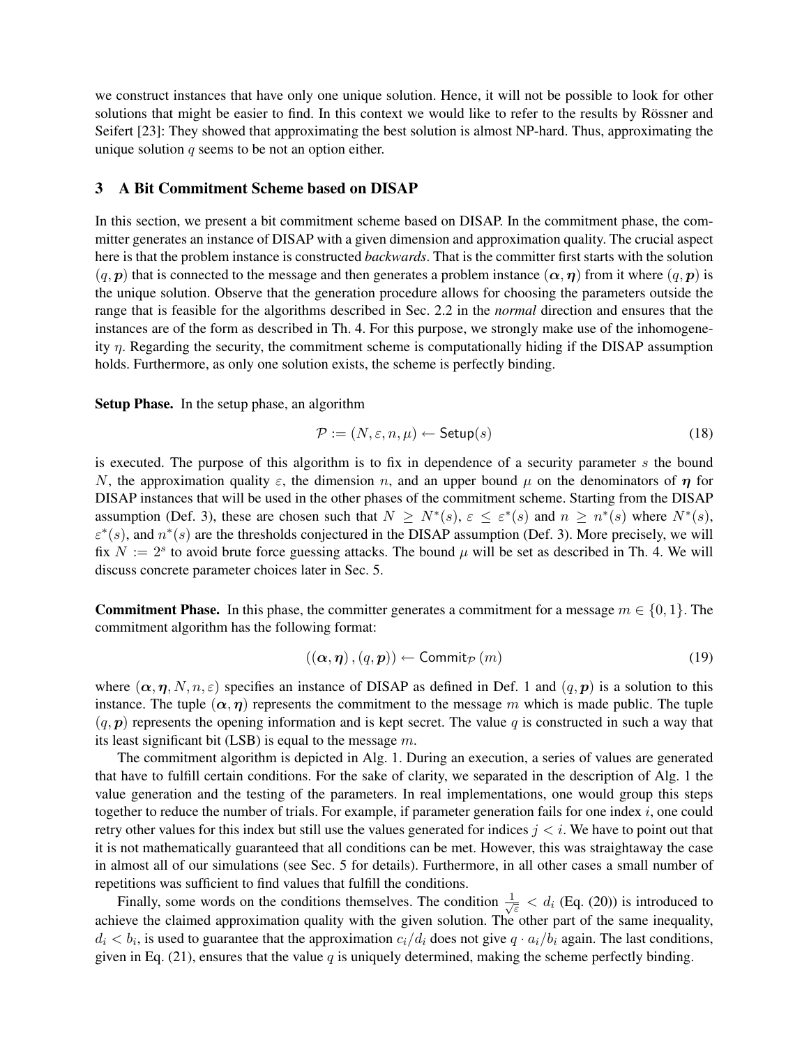we construct instances that have only one unique solution. Hence, it will not be possible to look for other solutions that might be easier to find. In this context we would like to refer to the results by Rössner and Seifert [23]: They showed that approximating the best solution is almost NP-hard. Thus, approximating the unique solution $q$ seems to be not an option either.

## 3 A Bit Commitment Scheme based on DISAP

In this section, we present a bit commitment scheme based on DISAP. In the commitment phase, the committer generates an instance of DISAP with a given dimension and approximation quality. The crucial aspect here is that the problem instance is constructed *backwards*. That is the committer first starts with the solution $(q, \boldsymbol{p})$ that is connected to the message and then generates a problem instance $(\boldsymbol{\alpha}, \boldsymbol{\eta})$ from it where $(q, \boldsymbol{p})$ is the unique solution. Observe that the generation procedure allows for choosing the parameters outside the range that is feasible for the algorithms described in Sec. 2.2 in the *normal* direction and ensures that the instances are of the form as described in Th. 4. For this purpose, we strongly make use of the inhomogeneity $\eta$. Regarding the security, the commitment scheme is computationally hiding if the DISAP assumption holds. Furthermore, as only one solution exists, the scheme is perfectly binding.

**Setup Phase.** In the setup phase, an algorithm

$$\mathcal{P} := (N, \varepsilon, n, \mu) \leftarrow \mathsf{Setup}(s) \tag{18}$$

is executed. The purpose of this algorithm is to fix in dependence of a security parameter $s$ the bound $N$, the approximation quality $\varepsilon$, the dimension $n$, and an upper bound $\mu$ on the denominators of $\boldsymbol{\eta}$ for DISAP instances that will be used in the other phases of the commitment scheme. Starting from the DISAP assumption (Def. 3), these are chosen such that $N \geq N^*(s)$, $\varepsilon \leq \varepsilon^*(s)$ and $n \geq n^*(s)$ where $N^*(s)$, $\varepsilon^*(s)$, and $n^*(s)$ are the thresholds conjectured in the DISAP assumption (Def. 3). More precisely, we will fix $N := 2^s$ to avoid brute force guessing attacks. The bound $\mu$ will be set as described in Th. 4. We will discuss concrete parameter choices later in Sec. 5.

**Commitment Phase.** In this phase, the committer generates a commitment for a message $m \in \{0, 1\}$. The commitment algorithm has the following format:

$$((\boldsymbol{\alpha}, \boldsymbol{\eta}), (q, \boldsymbol{p})) \leftarrow \mathsf{Commit}_{\mathcal{P}}(m) \tag{19}$$

where $(\boldsymbol{\alpha}, \boldsymbol{\eta}, N, n, \varepsilon)$ specifies an instance of DISAP as defined in Def. 1 and $(q, \boldsymbol{p})$ is a solution to this instance. The tuple $(\boldsymbol{\alpha}, \boldsymbol{\eta})$ represents the commitment to the message $m$ which is made public. The tuple $(q, \boldsymbol{p})$ represents the opening information and is kept secret. The value $q$ is constructed in such a way that its least significant bit (LSB) is equal to the message $m$.

The commitment algorithm is depicted in Alg. 1. During an execution, a series of values are generated that have to fulfill certain conditions. For the sake of clarity, we separated in the description of Alg. 1 the value generation and the testing of the parameters. In real implementations, one would group this steps together to reduce the number of trials. For example, if parameter generation fails for one index $i$, one could retry other values for this index but still use the values generated for indices $j < i$. We have to point out that it is not mathematically guaranteed that all conditions can be met. However, this was straightaway the case in almost all of our simulations (see Sec. 5 for details). Furthermore, in all other cases a small number of repetitions was sufficient to find values that fulfill the conditions.

Finally, some words on the conditions themselves. The condition $\frac{1}{\sqrt{\varepsilon}} < d_i$ (Eq. (20)) is introduced to achieve the claimed approximation quality with the given solution. The other part of the same inequality, $d_i < b_i$, is used to guarantee that the approximation $c_i/d_i$ does not give $q \cdot a_i/b_i$ again. The last conditions, given in Eq. (21), ensures that the value $q$ is uniquely determined, making the scheme perfectly binding.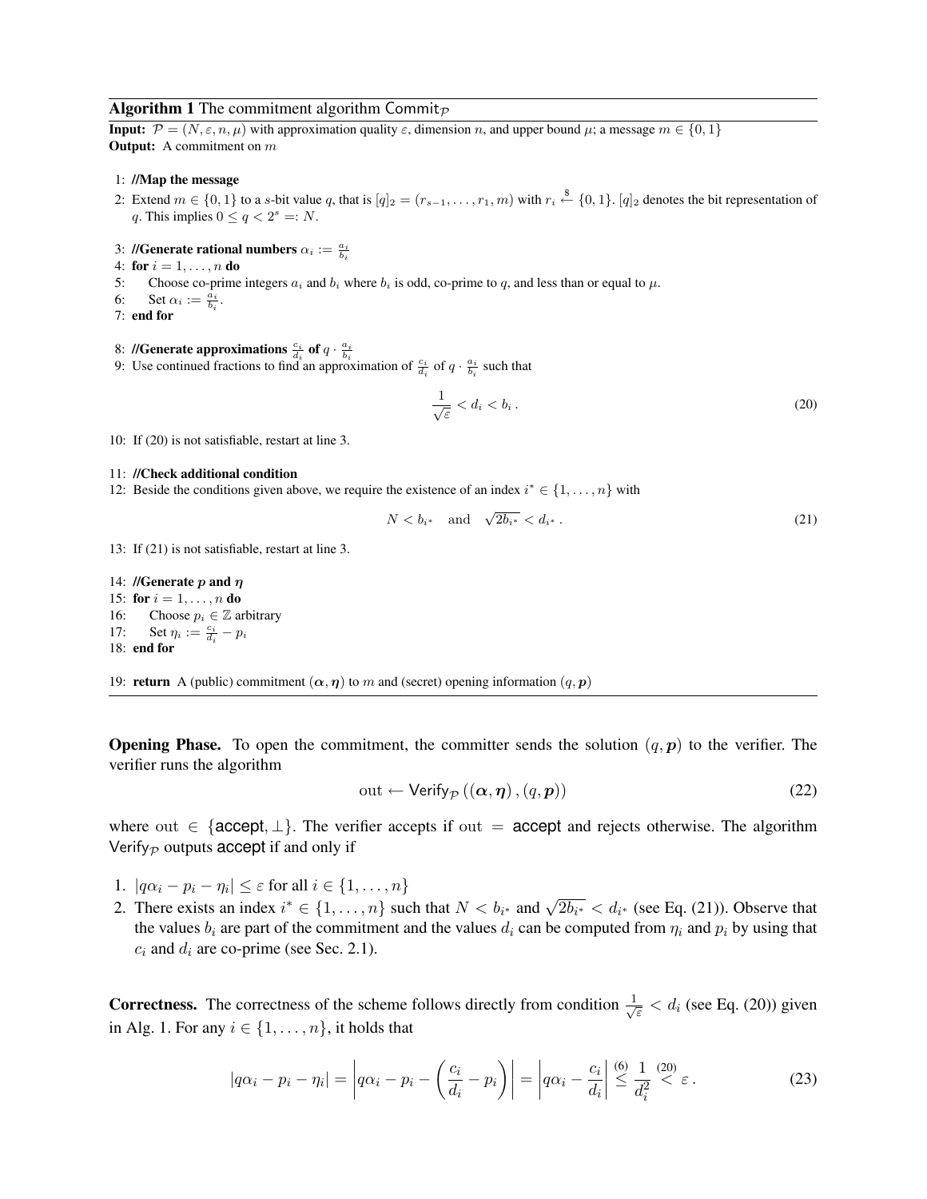**Algorithm 1** The commitment algorithm $\mathsf{Commit}_{\mathcal{P}}$

**Input:** $\mathcal{P} = (N, \varepsilon, n, \mu)$ with approximation quality $\varepsilon$, dimension $n$, and upper bound $\mu$; a message $m \in \{0, 1\}$
**Output:** A commitment on $m$

1: **//Map the message**
2: Extend $m \in \{0,1\}$ to a $s$-bit value $q$, that is $[q]_2 = (r_{s-1}, \ldots, r_1, m)$ with $r_i \xleftarrow{\$} \{0,1\}$. $[q]_2$ denotes the bit representation of $q$. This implies $0 \leq q < 2^s =: N$.

3: **//Generate rational numbers $\alpha_i := \frac{a_i}{b_i}$**
4: **for** $i = 1, \ldots, n$ **do**
5: Choose co-prime integers $a_i$ and $b_i$ where $b_i$ is odd, co-prime to $q$, and less than or equal to $\mu$.
6: Set $\alpha_i := \frac{a_i}{b_i}$.
7: **end for**

8: **//Generate approximations $\frac{c_i}{d_i}$ of $q \cdot \frac{a_i}{b_i}$**
9: Use continued fractions to find an approximation of $\frac{c_i}{d_i}$ of $q \cdot \frac{a_i}{b_i}$ such that

$$\frac{1}{\sqrt{\varepsilon}} < d_i < b_i \,. \tag{20}$$

10: If (20) is not satisfiable, restart at line 3.

11: **//Check additional condition**
12: Beside the conditions given above, we require the existence of an index $i^* \in \{1, \ldots, n\}$ with

$$N < b_{i^*} \quad \text{and} \quad \sqrt{2b_{i^*}} < d_{i^*} \,. \tag{21}$$

13: If (21) is not satisfiable, restart at line 3.

14: **//Generate $\boldsymbol{p}$ and $\boldsymbol{\eta}$**
15: **for** $i = 1, \ldots, n$ **do**
16: Choose $p_i \in \mathbb{Z}$ arbitrary
17: Set $\eta_i := \frac{c_i}{d_i} - p_i$
18: **end for**

19: **return** A (public) commitment $(\boldsymbol{\alpha}, \boldsymbol{\eta})$ to $m$ and (secret) opening information $(q, \boldsymbol{p})$

**Opening Phase.** To open the commitment, the committer sends the solution $(q, \boldsymbol{p})$ to the verifier. The verifier runs the algorithm

$$\text{out} \leftarrow \mathsf{Verify}_{\mathcal{P}}\left((\boldsymbol{\alpha}, \boldsymbol{\eta}), (q, \boldsymbol{p})\right) \tag{22}$$

where $\text{out} \in \{\mathsf{accept}, \bot\}$. The verifier accepts if $\text{out} = \mathsf{accept}$ and rejects otherwise. The algorithm $\mathsf{Verify}_{\mathcal{P}}$ outputs $\mathsf{accept}$ if and only if

1. $|q\alpha_i - p_i - \eta_i| \leq \varepsilon$ for all $i \in \{1, \ldots, n\}$
2. There exists an index $i^* \in \{1, \ldots, n\}$ such that $N < b_{i^*}$ and $\sqrt{2b_{i^*}} < d_{i^*}$ (see Eq. (21)). Observe that the values $b_i$ are part of the commitment and the values $d_i$ can be computed from $\eta_i$ and $p_i$ by using that $c_i$ and $d_i$ are co-prime (see Sec. 2.1).

**Correctness.** The correctness of the scheme follows directly from condition $\frac{1}{\sqrt{\varepsilon}} < d_i$ (see Eq. (20)) given in Alg. 1. For any $i \in \{1, \ldots, n\}$, it holds that

$$|q\alpha_i - p_i - \eta_i| = \left|q\alpha_i - p_i - \left(\frac{c_i}{d_i} - p_i\right)\right| = \left|q\alpha_i - \frac{c_i}{d_i}\right| \overset{(6)}{\leq} \frac{1}{d_i^2} \overset{(20)}{<} \varepsilon \,. \tag{23}$$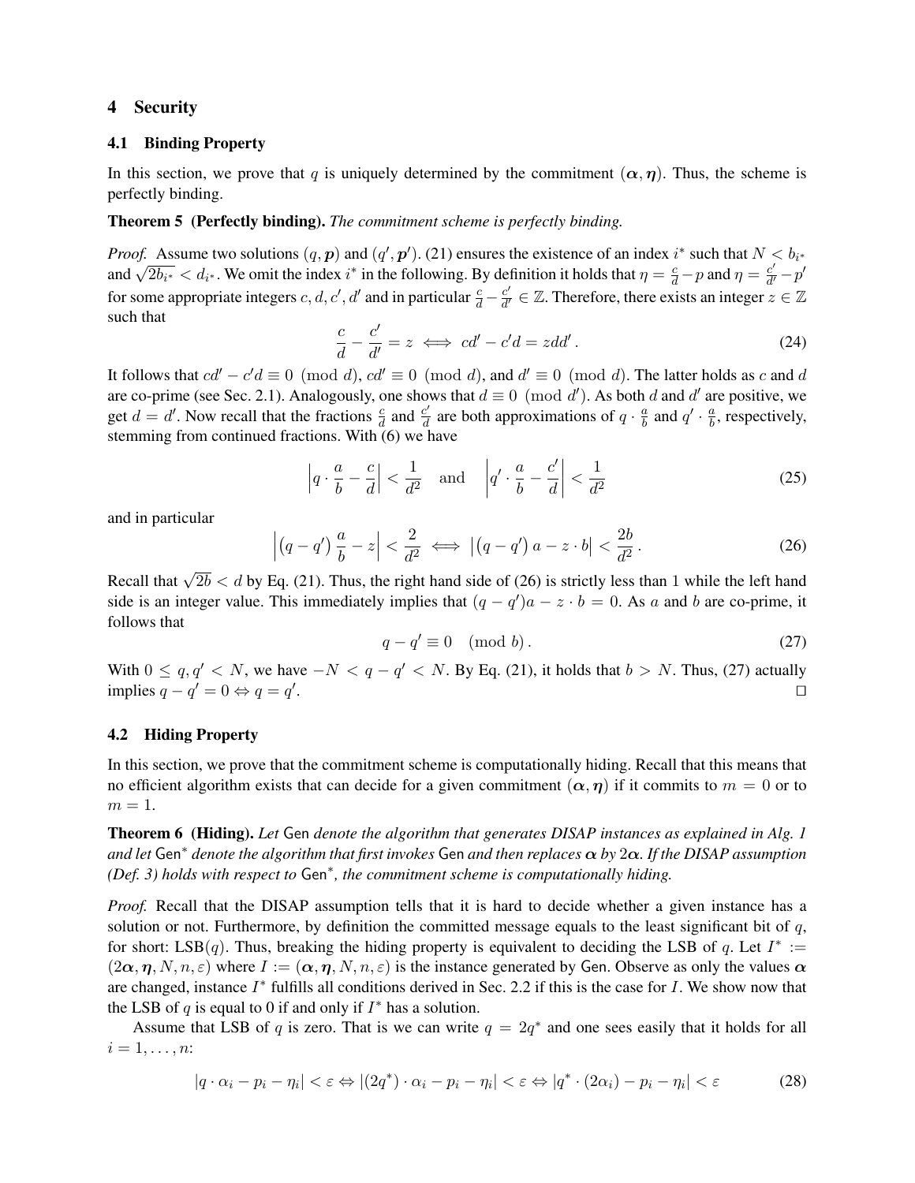## 4 Security

### 4.1 Binding Property

In this section, we prove that $q$ is uniquely determined by the commitment $(\boldsymbol{\alpha}, \boldsymbol{\eta})$. Thus, the scheme is perfectly binding.

**Theorem 5 (Perfectly binding).** *The commitment scheme is perfectly binding.*

*Proof.* Assume two solutions $(q, \boldsymbol{p})$ and $(q', \boldsymbol{p}')$. (21) ensures the existence of an index $i^*$ such that $N < b_{i^*}$ and $\sqrt{2b_{i^*}} < d_{i^*}$. We omit the index $i^*$ in the following. By definition it holds that $\eta = \frac{c}{d} - p$ and $\eta = \frac{c'}{d'} - p'$ for some appropriate integers $c, d, c', d'$ and in particular $\frac{c}{d} - \frac{c'}{d'} \in \mathbb{Z}$. Therefore, there exists an integer $z \in \mathbb{Z}$ such that

$$\frac{c}{d} - \frac{c'}{d'} = z \iff cd' - c'd = zdd' . \tag{24}$$

It follows that $cd' - c'd \equiv 0 \pmod{d}$, $cd' \equiv 0 \pmod{d}$, and $d' \equiv 0 \pmod{d}$. The latter holds as $c$ and $d$ are co-prime (see Sec. 2.1). Analogously, one shows that $d \equiv 0 \pmod{d'}$. As both $d$ and $d'$ are positive, we get $d = d'$. Now recall that the fractions $\frac{c}{d}$ and $\frac{c'}{d}$ are both approximations of $q \cdot \frac{a}{b}$ and $q' \cdot \frac{a}{b}$, respectively, stemming from continued fractions. With (6) we have

$$\left| q \cdot \frac{a}{b} - \frac{c}{d} \right| < \frac{1}{d^2} \quad \text{and} \quad \left| q' \cdot \frac{a}{b} - \frac{c'}{d} \right| < \frac{1}{d^2} \tag{25}$$

and in particular

$$\left| \left(q - q'\right) \frac{a}{b} - z \right| < \frac{2}{d^2} \iff \left| \left(q - q'\right) a - z \cdot b \right| < \frac{2b}{d^2} . \tag{26}$$

Recall that $\sqrt{2b} < d$ by Eq. (21). Thus, the right hand side of (26) is strictly less than 1 while the left hand side is an integer value. This immediately implies that $(q - q')a - z \cdot b = 0$. As $a$ and $b$ are co-prime, it follows that

$$q - q' \equiv 0 \pmod{b} . \tag{27}$$

With $0 \leq q, q' < N$, we have $-N < q - q' < N$. By Eq. (21), it holds that $b > N$. Thus, (27) actually implies $q - q' = 0 \Leftrightarrow q = q'$. □

### 4.2 Hiding Property

In this section, we prove that the commitment scheme is computationally hiding. Recall that this means that no efficient algorithm exists that can decide for a given commitment $(\boldsymbol{\alpha}, \boldsymbol{\eta})$ if it commits to $m = 0$ or to $m = 1$.

**Theorem 6 (Hiding).** *Let* Gen *denote the algorithm that generates DISAP instances as explained in Alg. 1 and let* Gen$^*$ *denote the algorithm that first invokes* Gen *and then replaces* $\boldsymbol{\alpha}$ *by* $2\boldsymbol{\alpha}$*. If the DISAP assumption (Def. 3) holds with respect to* Gen$^*$*, the commitment scheme is computationally hiding.*

*Proof.* Recall that the DISAP assumption tells that it is hard to decide whether a given instance has a solution or not. Furthermore, by definition the committed message equals to the least significant bit of $q$, for short: LSB$(q)$. Thus, breaking the hiding property is equivalent to deciding the LSB of $q$. Let $I^* := (2\boldsymbol{\alpha}, \boldsymbol{\eta}, N, n, \varepsilon)$ where $I := (\boldsymbol{\alpha}, \boldsymbol{\eta}, N, n, \varepsilon)$ is the instance generated by Gen. Observe as only the values $\boldsymbol{\alpha}$ are changed, instance $I^*$ fulfills all conditions derived in Sec. 2.2 if this is the case for $I$. We show now that the LSB of $q$ is equal to 0 if and only if $I^*$ has a solution.

Assume that LSB of $q$ is zero. That is we can write $q = 2q^*$ and one sees easily that it holds for all $i = 1, \ldots, n$:

$$|q \cdot \alpha_i - p_i - \eta_i| < \varepsilon \Leftrightarrow |(2q^*) \cdot \alpha_i - p_i - \eta_i| < \varepsilon \Leftrightarrow |q^* \cdot (2\alpha_i) - p_i - \eta_i| < \varepsilon \tag{28}$$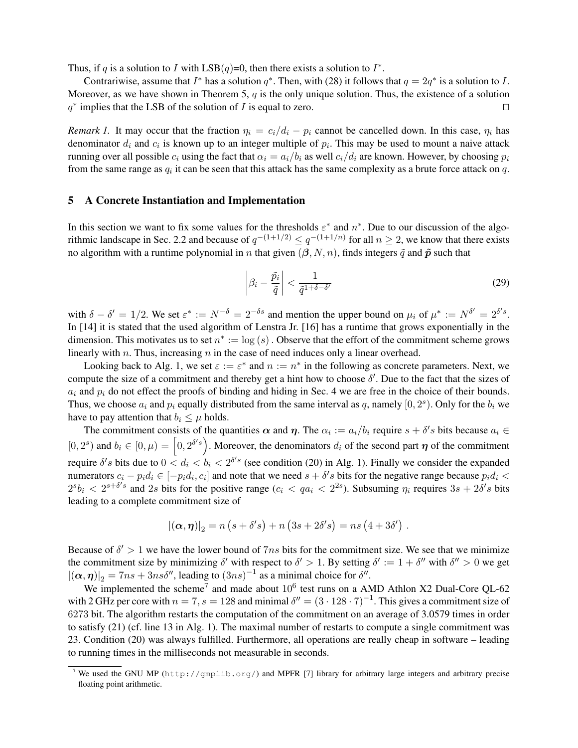Thus, if $q$ is a solution to $I$ with LSB($q$)=0, then there exists a solution to $I^*$.

Contrariwise, assume that $I^*$ has a solution $q^*$. Then, with (28) it follows that $q = 2q^*$ is a solution to $I$. Moreover, as we have shown in Theorem 5, $q$ is the only unique solution. Thus, the existence of a solution $q^*$ implies that the LSB of the solution of $I$ is equal to zero. ☐

*Remark 1.* It may occur that the fraction $\eta_i = c_i/d_i - p_i$ cannot be cancelled down. In this case, $\eta_i$ has denominator $d_i$ and $c_i$ is known up to an integer multiple of $p_i$. This may be used to mount a naive attack running over all possible $c_i$ using the fact that $\alpha_i = a_i/b_i$ as well $c_i/d_i$ are known. However, by choosing $p_i$ from the same range as $q_i$ it can be seen that this attack has the same complexity as a brute force attack on $q$.

## 5 A Concrete Instantiation and Implementation

In this section we want to fix some values for the thresholds $\varepsilon^*$ and $n^*$. Due to our discussion of the algorithmic landscape in Sec. 2.2 and because of $q^{-(1+1/2)} \leq q^{-(1+1/n)}$ for all $n \geq 2$, we know that there exists no algorithm with a runtime polynomial in $n$ that given $(\boldsymbol{\beta}, N, n)$, finds integers $\tilde{q}$ and $\tilde{\boldsymbol{p}}$ such that

$$\left| \beta_i - \frac{\tilde{p}_i}{\tilde{q}} \right| < \frac{1}{\tilde{q}^{1+\delta-\delta'}} \tag{29}$$

with $\delta - \delta' = 1/2$. We set $\varepsilon^* := N^{-\delta} = 2^{-\delta s}$ and mention the upper bound on $\mu_i$ of $\mu^* := N^{\delta'} = 2^{\delta' s}$. In [14] it is stated that the used algorithm of Lenstra Jr. [16] has a runtime that grows exponentially in the dimension. This motivates us to set $n^* := \log(s)$ . Observe that the effort of the commitment scheme grows linearly with $n$. Thus, increasing $n$ in the case of need induces only a linear overhead.

Looking back to Alg. 1, we set $\varepsilon := \varepsilon^*$ and $n := n^*$ in the following as concrete parameters. Next, we compute the size of a commitment and thereby get a hint how to choose $\delta'$. Due to the fact that the sizes of $a_i$ and $p_i$ do not effect the proofs of binding and hiding in Sec. 4 we are free in the choice of their bounds. Thus, we choose $a_i$ and $p_i$ equally distributed from the same interval as $q$, namely $[0, 2^s)$. Only for the $b_i$ we have to pay attention that $b_i \leq \mu$ holds.

The commitment consists of the quantities $\boldsymbol{\alpha}$ and $\boldsymbol{\eta}$. The $\alpha_i := a_i/b_i$ require $s + \delta' s$ bits because $a_i \in [0, 2^s)$ and $b_i \in [0, \mu) = \left[0, 2^{\delta' s}\right)$. Moreover, the denominators $d_i$ of the second part $\boldsymbol{\eta}$ of the commitment require $\delta' s$ bits due to $0 < d_i < b_i < 2^{\delta' s}$ (see condition (20) in Alg. 1). Finally we consider the expanded numerators $c_i - p_i d_i \in [-p_i d_i, c_i]$ and note that we need $s + \delta' s$ bits for the negative range because $p_i d_i < 2^s b_i < 2^{s+\delta' s}$ and $2s$ bits for the positive range ($c_i < q a_i < 2^{2s}$). Subsuming $\eta_i$ requires $3s + 2\delta' s$ bits leading to a complete commitment size of

$$|(\boldsymbol{\alpha}, \boldsymbol{\eta})|_2 = n\left(s + \delta' s\right) + n\left(3s + 2\delta' s\right) = ns\left(4 + 3\delta'\right) .$$

Because of $\delta' > 1$ we have the lower bound of $7ns$ bits for the commitment size. We see that we minimize the commitment size by minimizing $\delta'$ with respect to $\delta' > 1$. By setting $\delta' := 1 + \delta''$ with $\delta'' > 0$ we get $|(\boldsymbol{\alpha}, \boldsymbol{\eta})|_2 = 7ns + 3ns\delta''$, leading to $(3ns)^{-1}$ as a minimal choice for $\delta''$.

We implemented the scheme[7] and made about $10^6$ test runs on a AMD Athlon X2 Dual-Core QL-62 with 2 GHz per core with $n = 7$, $s = 128$ and minimal $\delta'' = (3 \cdot 128 \cdot 7)^{-1}$. This gives a commitment size of 6273 bit. The algorithm restarts the computation of the commitment on an average of 3.0579 times in order to satisfy (21) (cf. line 13 in Alg. 1). The maximal number of restarts to compute a single commitment was 23. Condition (20) was always fulfilled. Furthermore, all operations are really cheap in software – leading to running times in the milliseconds not measurable in seconds.

[7] We used the GNU MP (http://gmplib.org/) and MPFR [7] library for arbitrary large integers and arbitrary precise floating point arithmetic.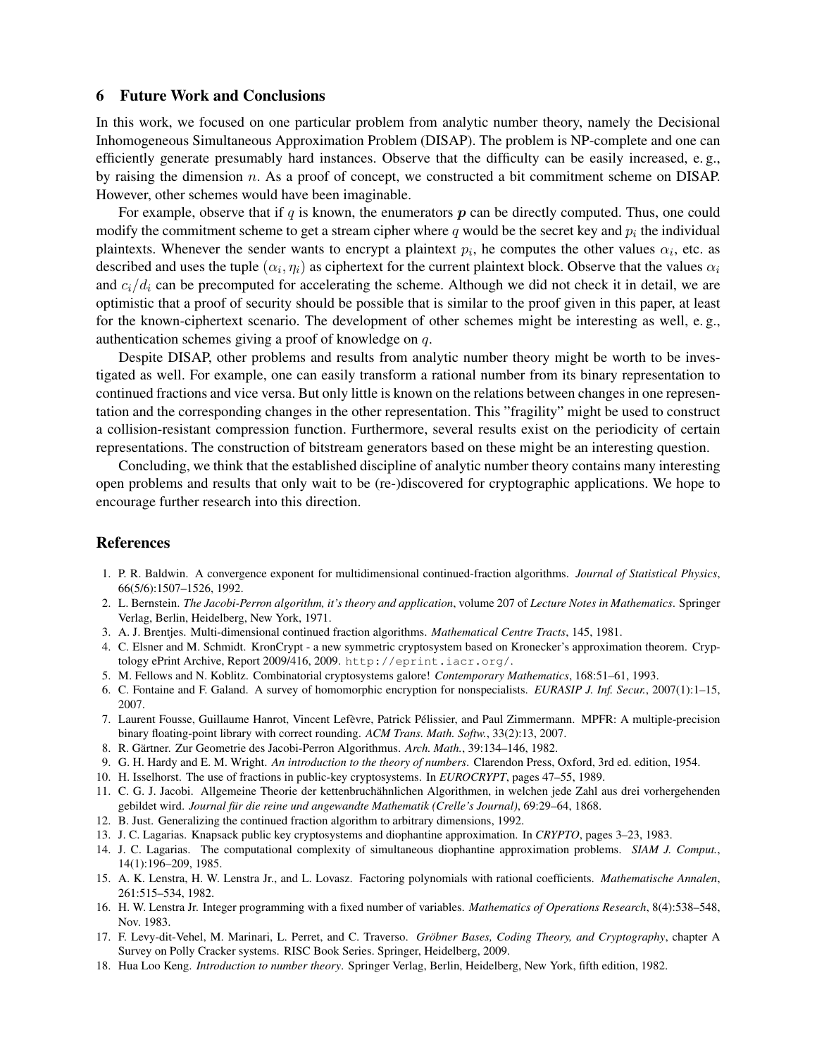## 6 Future Work and Conclusions

In this work, we focused on one particular problem from analytic number theory, namely the Decisional Inhomogeneous Simultaneous Approximation Problem (DISAP). The problem is NP-complete and one can efficiently generate presumably hard instances. Observe that the difficulty can be easily increased, e. g., by raising the dimension $n$. As a proof of concept, we constructed a bit commitment scheme on DISAP. However, other schemes would have been imaginable.

For example, observe that if $q$ is known, the enumerators $\boldsymbol{p}$ can be directly computed. Thus, one could modify the commitment scheme to get a stream cipher where $q$ would be the secret key and $p_i$ the individual plaintexts. Whenever the sender wants to encrypt a plaintext $p_i$, he computes the other values $\alpha_i$, etc. as described and uses the tuple $(\alpha_i, \eta_i)$ as ciphertext for the current plaintext block. Observe that the values $\alpha_i$ and $c_i/d_i$ can be precomputed for accelerating the scheme. Although we did not check it in detail, we are optimistic that a proof of security should be possible that is similar to the proof given in this paper, at least for the known-ciphertext scenario. The development of other schemes might be interesting as well, e. g., authentication schemes giving a proof of knowledge on $q$.

Despite DISAP, other problems and results from analytic number theory might be worth to be investigated as well. For example, one can easily transform a rational number from its binary representation to continued fractions and vice versa. But only little is known on the relations between changes in one representation and the corresponding changes in the other representation. This "fragility" might be used to construct a collision-resistant compression function. Furthermore, several results exist on the periodicity of certain representations. The construction of bitstream generators based on these might be an interesting question.

Concluding, we think that the established discipline of analytic number theory contains many interesting open problems and results that only wait to be (re-)discovered for cryptographic applications. We hope to encourage further research into this direction.

## References

1. P. R. Baldwin. A convergence exponent for multidimensional continued-fraction algorithms. *Journal of Statistical Physics*, 66(5/6):1507–1526, 1992.
2. L. Bernstein. *The Jacobi-Perron algorithm, it's theory and application*, volume 207 of *Lecture Notes in Mathematics*. Springer Verlag, Berlin, Heidelberg, New York, 1971.
3. A. J. Brentjes. Multi-dimensional continued fraction algorithms. *Mathematical Centre Tracts*, 145, 1981.
4. C. Elsner and M. Schmidt. KronCrypt - a new symmetric cryptosystem based on Kronecker's approximation theorem. Cryptology ePrint Archive, Report 2009/416, 2009. `http://eprint.iacr.org/`.
5. M. Fellows and N. Koblitz. Combinatorial cryptosystems galore! *Contemporary Mathematics*, 168:51–61, 1993.
6. C. Fontaine and F. Galand. A survey of homomorphic encryption for nonspecialists. *EURASIP J. Inf. Secur.*, 2007(1):1–15, 2007.
7. Laurent Fousse, Guillaume Hanrot, Vincent Lefèvre, Patrick Pélissier, and Paul Zimmermann. MPFR: A multiple-precision binary floating-point library with correct rounding. *ACM Trans. Math. Softw.*, 33(2):13, 2007.
8. R. Gärtner. Zur Geometrie des Jacobi-Perron Algorithmus. *Arch. Math.*, 39:134–146, 1982.
9. G. H. Hardy and E. M. Wright. *An introduction to the theory of numbers*. Clarendon Press, Oxford, 3rd ed. edition, 1954.
10. H. Isselhorst. The use of fractions in public-key cryptosystems. In *EUROCRYPT*, pages 47–55, 1989.
11. C. G. J. Jacobi. Allgemeine Theorie der kettenbruchähnlichen Algorithmen, in welchen jede Zahl aus drei vorhergehenden gebildet wird. *Journal für die reine und angewandte Mathematik (Crelle's Journal)*, 69:29–64, 1868.
12. B. Just. Generalizing the continued fraction algorithm to arbitrary dimensions, 1992.
13. J. C. Lagarias. Knapsack public key cryptosystems and diophantine approximation. In *CRYPTO*, pages 3–23, 1983.
14. J. C. Lagarias. The computational complexity of simultaneous diophantine approximation problems. *SIAM J. Comput.*, 14(1):196–209, 1985.
15. A. K. Lenstra, H. W. Lenstra Jr., and L. Lovasz. Factoring polynomials with rational coefficients. *Mathematische Annalen*, 261:515–534, 1982.
16. H. W. Lenstra Jr. Integer programming with a fixed number of variables. *Mathematics of Operations Research*, 8(4):538–548, Nov. 1983.
17. F. Levy-dit-Vehel, M. Marinari, L. Perret, and C. Traverso. *Gröbner Bases, Coding Theory, and Cryptography*, chapter A Survey on Polly Cracker systems. RISC Book Series. Springer, Heidelberg, 2009.
18. Hua Loo Keng. *Introduction to number theory*. Springer Verlag, Berlin, Heidelberg, New York, fifth edition, 1982.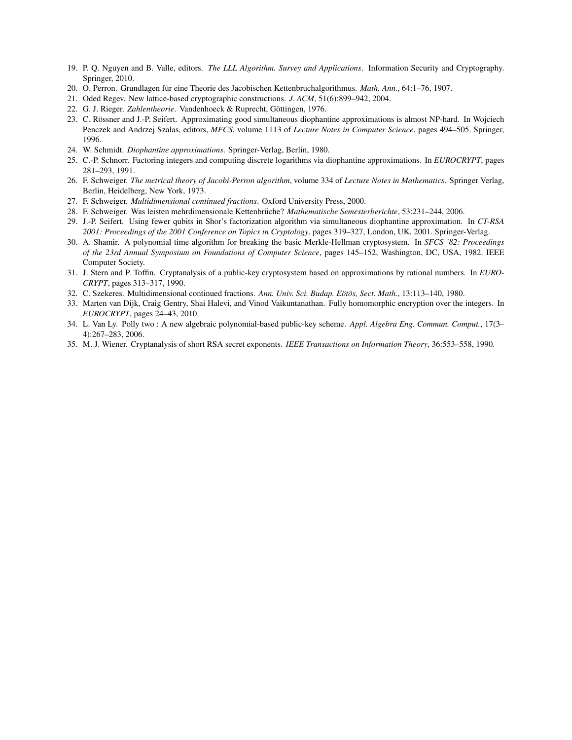19. P. Q. Nguyen and B. Valle, editors. *The LLL Algorithm. Survey and Applications*. Information Security and Cryptography. Springer, 2010.
20. O. Perron. Grundlagen für eine Theorie des Jacobischen Kettenbruchalgorithmus. *Math. Ann.*, 64:1–76, 1907.
21. Oded Regev. New lattice-based cryptographic constructions. *J. ACM*, 51(6):899–942, 2004.
22. G. J. Rieger. *Zahlentheorie*. Vandenhoeck & Ruprecht, Göttingen, 1976.
23. C. Rössner and J.-P. Seifert. Approximating good simultaneous diophantine approximations is almost NP-hard. In Wojciech Penczek and Andrzej Szalas, editors, *MFCS*, volume 1113 of *Lecture Notes in Computer Science*, pages 494–505. Springer, 1996.
24. W. Schmidt. *Diophantine approximations*. Springer-Verlag, Berlin, 1980.
25. C.-P. Schnorr. Factoring integers and computing discrete logarithms via diophantine approximations. In *EUROCRYPT*, pages 281–293, 1991.
26. F. Schweiger. *The metrical theory of Jacobi-Perron algorithm*, volume 334 of *Lecture Notes in Mathematics*. Springer Verlag, Berlin, Heidelberg, New York, 1973.
27. F. Schweiger. *Multidimensional continued fractions*. Oxford University Press, 2000.
28. F. Schweiger. Was leisten mehrdimensionale Kettenbrüche? *Mathematische Semesterberichte*, 53:231–244, 2006.
29. J.-P. Seifert. Using fewer qubits in Shor's factorization algorithm via simultaneous diophantine approximation. In *CT-RSA 2001: Proceedings of the 2001 Conference on Topics in Cryptology*, pages 319–327, London, UK, 2001. Springer-Verlag.
30. A. Shamir. A polynomial time algorithm for breaking the basic Merkle-Hellman cryptosystem. In *SFCS '82: Proceedings of the 23rd Annual Symposium on Foundations of Computer Science*, pages 145–152, Washington, DC, USA, 1982. IEEE Computer Society.
31. J. Stern and P. Toffin. Cryptanalysis of a public-key cryptosystem based on approximations by rational numbers. In *EUROCRYPT*, pages 313–317, 1990.
32. C. Szekeres. Multidimensional continued fractions. *Ann. Univ. Sci. Budap. Eötös, Sect. Math.*, 13:113–140, 1980.
33. Marten van Dijk, Craig Gentry, Shai Halevi, and Vinod Vaikuntanathan. Fully homomorphic encryption over the integers. In *EUROCRYPT*, pages 24–43, 2010.
34. L. Van Ly. Polly two : A new algebraic polynomial-based public-key scheme. *Appl. Algebra Eng. Commun. Comput.*, 17(3–4):267–283, 2006.
35. M. J. Wiener. Cryptanalysis of short RSA secret exponents. *IEEE Transactions on Information Theory*, 36:553–558, 1990.